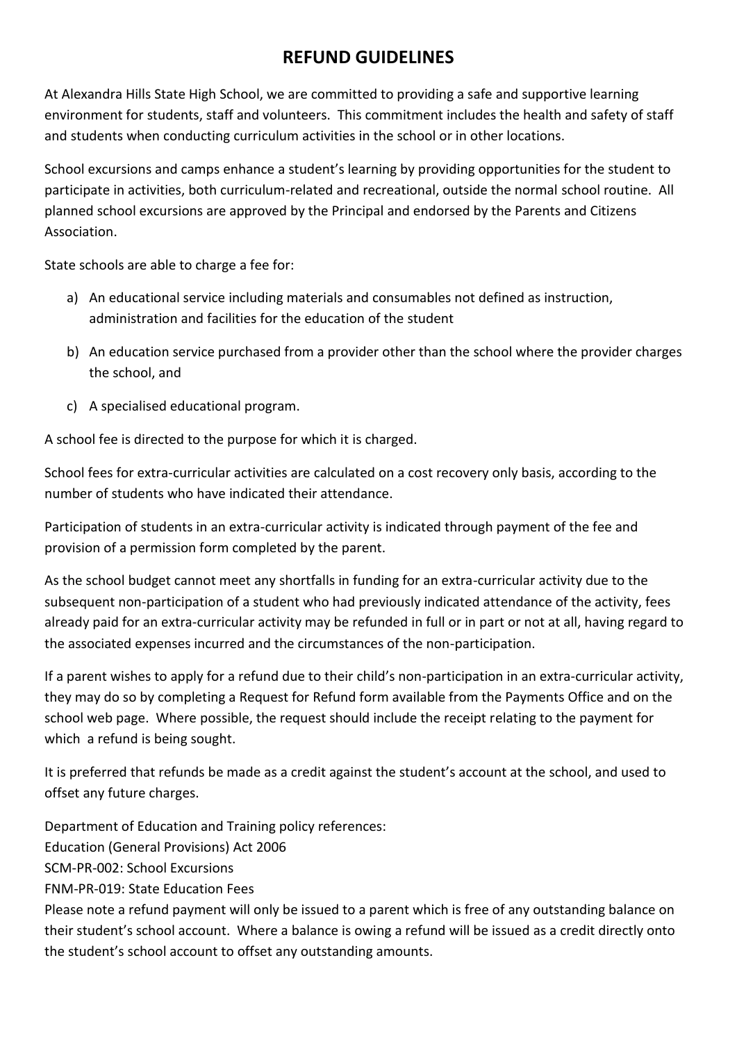# REFUND GUIDELINES

At Alexandra Hills State High School, we are committed to providing a safe and supportive learning environment for students, staff and volunteers. This commitment includes the health and safety of staff and students when conducting curriculum activities in the school or in other locations.

School excursions and camps enhance a student's learning by providing opportunities for the student to participate in activities, both curriculum-related and recreational, outside the normal school routine. All planned school excursions are approved by the Principal and endorsed by the Parents and Citizens Association.

State schools are able to charge a fee for:

a) An educational service including materials and consumables not defined as instruction, administration and facilities for the education of the student

b) An education service purchased from a provider other than the school where the provider charges the school, and

c) A specialised educational program.

A school fee is directed to the purpose for which it is charged.

School fees for extra-curricular activities are calculated on a cost recovery only basis, according to the number of students who have indicated their attendance.

Participation of students in an extra-curricular activity is indicated through payment of the fee and provision of a permission form completed by the parent.

As the school budget cannot meet any shortfalls in funding for an extra-curricular activity due to the subsequent non-participation of a student who had previously indicated attendance of the activity, fees already paid for an extra-curricular activity may be refunded in full or in part or not at all, having regard to the associated expenses incurred and the circumstances of the non-participation.

If a parent wishes to apply for a refund due to their child's non-participation in an extra-curricular activity, they may do so by completing a Request for Refund form available from the Payments Office and on the school web page. Where possible, the request should include the receipt relating to the payment for which a refund is being sought.

It is preferred that refunds be made as a credit against the student's account at the school, and used to offset any future charges.

Department of Education and Training policy references:
Education (General Provisions) Act 2006
SCM-PR-002: School Excursions
FNM-PR-019: State Education Fees
Please note a refund payment will only be issued to a parent which is free of any outstanding balance on their student's school account. Where a balance is owing a refund will be issued as a credit directly onto the student's school account to offset any outstanding amounts.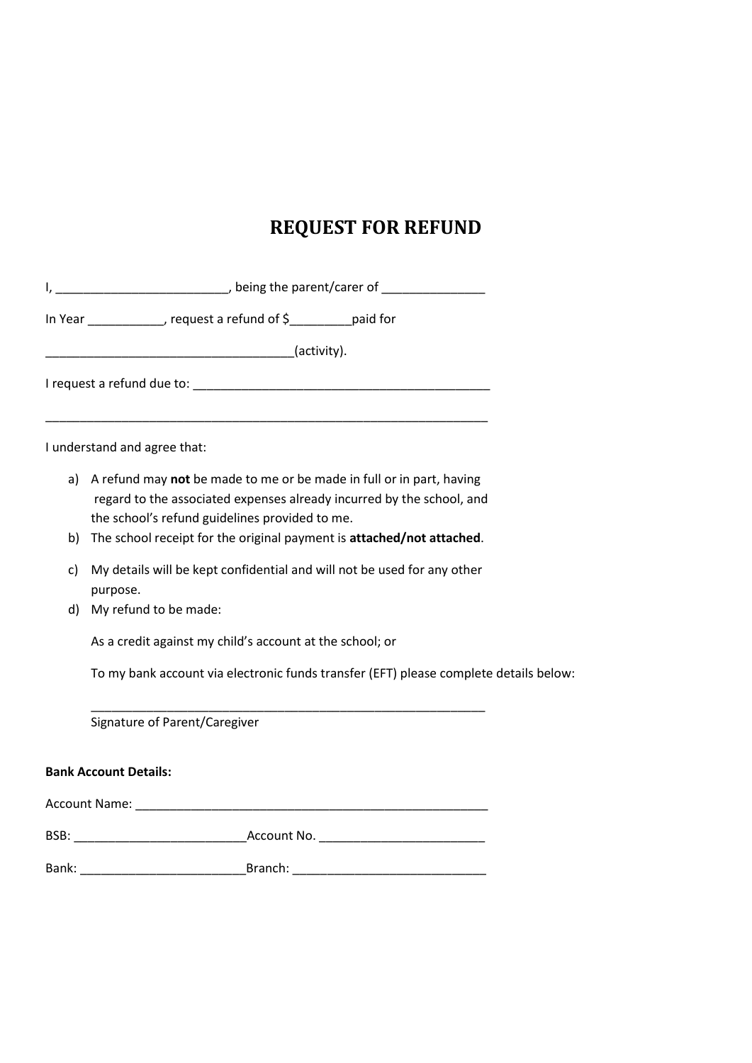# REQUEST FOR REFUND

I, _________________________, being the parent/carer of _______________

In Year ___________, request a refund of $_________paid for

____________________________________(activity).

I request a refund due to: ____________________________________________

_________________________________________________________________

I understand and agree that:

a) A refund may **not** be made to me or be made in full or in part, having regard to the associated expenses already incurred by the school, and the school's refund guidelines provided to me.
b) The school receipt for the original payment is **attached/not attached**.
c) My details will be kept confidential and will not be used for any other purpose.
d) My refund to be made:

   As a credit against my child's account at the school; or

   To my bank account via electronic funds transfer (EFT) please complete details below:

   ___________________________________________________________
   Signature of Parent/Caregiver

**Bank Account Details:**

Account Name: _____________________________________________________

BSB: _________________________Account No. ________________________

Bank: ________________________Branch: ____________________________